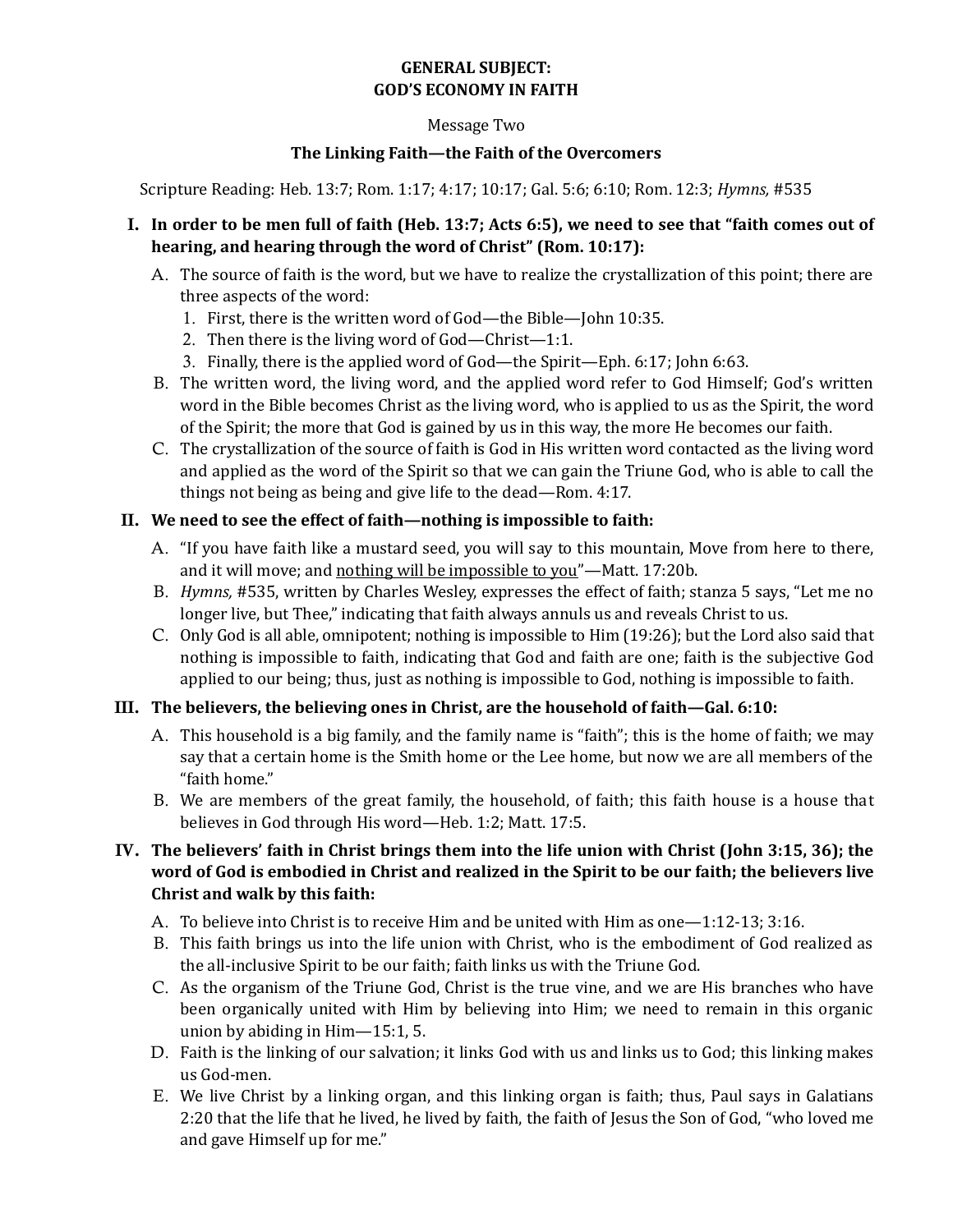**GENERAL SUBJECT:**
**GOD'S ECONOMY IN FAITH**

Message Two

**The Linking Faith—the Faith of the Overcomers**

Scripture Reading: Heb. 13:7; Rom. 1:17; 4:17; 10:17; Gal. 5:6; 6:10; Rom. 12:3; *Hymns,* #535

**I. In order to be men full of faith (Heb. 13:7; Acts 6:5), we need to see that "faith comes out of hearing, and hearing through the word of Christ" (Rom. 10:17):**

A. The source of faith is the word, but we have to realize the crystallization of this point; there are three aspects of the word:

1. First, there is the written word of God—the Bible—John 10:35.
2. Then there is the living word of God—Christ—1:1.
3. Finally, there is the applied word of God—the Spirit—Eph. 6:17; John 6:63.

B. The written word, the living word, and the applied word refer to God Himself; God's written word in the Bible becomes Christ as the living word, who is applied to us as the Spirit, the word of the Spirit; the more that God is gained by us in this way, the more He becomes our faith.

C. The crystallization of the source of faith is God in His written word contacted as the living word and applied as the word of the Spirit so that we can gain the Triune God, who is able to call the things not being as being and give life to the dead—Rom. 4:17.

**II. We need to see the effect of faith—nothing is impossible to faith:**

A. "If you have faith like a mustard seed, you will say to this mountain, Move from here to there, and it will move; and <u>nothing will be impossible to you</u>"—Matt. 17:20b.

B. *Hymns,* #535, written by Charles Wesley, expresses the effect of faith; stanza 5 says, "Let me no longer live, but Thee," indicating that faith always annuls us and reveals Christ to us.

C. Only God is all able, omnipotent; nothing is impossible to Him (19:26); but the Lord also said that nothing is impossible to faith, indicating that God and faith are one; faith is the subjective God applied to our being; thus, just as nothing is impossible to God, nothing is impossible to faith.

**III. The believers, the believing ones in Christ, are the household of faith—Gal. 6:10:**

A. This household is a big family, and the family name is "faith"; this is the home of faith; we may say that a certain home is the Smith home or the Lee home, but now we are all members of the "faith home."

B. We are members of the great family, the household, of faith; this faith house is a house that believes in God through His word—Heb. 1:2; Matt. 17:5.

**IV. The believers' faith in Christ brings them into the life union with Christ (John 3:15, 36); the word of God is embodied in Christ and realized in the Spirit to be our faith; the believers live Christ and walk by this faith:**

A. To believe into Christ is to receive Him and be united with Him as one—1:12-13; 3:16.

B. This faith brings us into the life union with Christ, who is the embodiment of God realized as the all-inclusive Spirit to be our faith; faith links us with the Triune God.

C. As the organism of the Triune God, Christ is the true vine, and we are His branches who have been organically united with Him by believing into Him; we need to remain in this organic union by abiding in Him—15:1, 5.

D. Faith is the linking of our salvation; it links God with us and links us to God; this linking makes us God-men.

E. We live Christ by a linking organ, and this linking organ is faith; thus, Paul says in Galatians 2:20 that the life that he lived, he lived by faith, the faith of Jesus the Son of God, "who loved me and gave Himself up for me."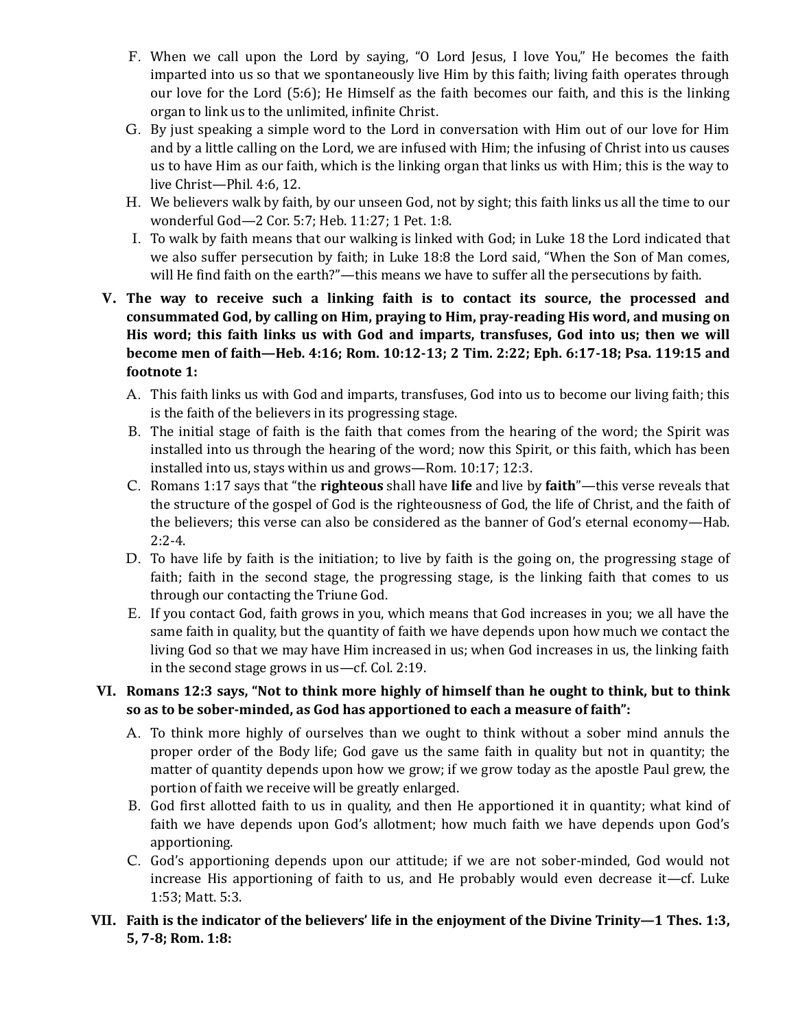F. When we call upon the Lord by saying, "O Lord Jesus, I love You," He becomes the faith imparted into us so that we spontaneously live Him by this faith; living faith operates through our love for the Lord (5:6); He Himself as the faith becomes our faith, and this is the linking organ to link us to the unlimited, infinite Christ.

G. By just speaking a simple word to the Lord in conversation with Him out of our love for Him and by a little calling on the Lord, we are infused with Him; the infusing of Christ into us causes us to have Him as our faith, which is the linking organ that links us with Him; this is the way to live Christ—Phil. 4:6, 12.

H. We believers walk by faith, by our unseen God, not by sight; this faith links us all the time to our wonderful God—2 Cor. 5:7; Heb. 11:27; 1 Pet. 1:8.

I. To walk by faith means that our walking is linked with God; in Luke 18 the Lord indicated that we also suffer persecution by faith; in Luke 18:8 the Lord said, "When the Son of Man comes, will He find faith on the earth?"—this means we have to suffer all the persecutions by faith.

**V. The way to receive such a linking faith is to contact its source, the processed and consummated God, by calling on Him, praying to Him, pray-reading His word, and musing on His word; this faith links us with God and imparts, transfuses, God into us; then we will become men of faith—Heb. 4:16; Rom. 10:12-13; 2 Tim. 2:22; Eph. 6:17-18; Psa. 119:15 and footnote 1:**

A. This faith links us with God and imparts, transfuses, God into us to become our living faith; this is the faith of the believers in its progressing stage.

B. The initial stage of faith is the faith that comes from the hearing of the word; the Spirit was installed into us through the hearing of the word; now this Spirit, or this faith, which has been installed into us, stays within us and grows—Rom. 10:17; 12:3.

C. Romans 1:17 says that "the **righteous** shall have **life** and live by **faith**"—this verse reveals that the structure of the gospel of God is the righteousness of God, the life of Christ, and the faith of the believers; this verse can also be considered as the banner of God's eternal economy—Hab. 2:2-4.

D. To have life by faith is the initiation; to live by faith is the going on, the progressing stage of faith; faith in the second stage, the progressing stage, is the linking faith that comes to us through our contacting the Triune God.

E. If you contact God, faith grows in you, which means that God increases in you; we all have the same faith in quality, but the quantity of faith we have depends upon how much we contact the living God so that we may have Him increased in us; when God increases in us, the linking faith in the second stage grows in us—cf. Col. 2:19.

**VI. Romans 12:3 says, "Not to think more highly of himself than he ought to think, but to think so as to be sober-minded, as God has apportioned to each a measure of faith":**

A. To think more highly of ourselves than we ought to think without a sober mind annuls the proper order of the Body life; God gave us the same faith in quality but not in quantity; the matter of quantity depends upon how we grow; if we grow today as the apostle Paul grew, the portion of faith we receive will be greatly enlarged.

B. God first allotted faith to us in quality, and then He apportioned it in quantity; what kind of faith we have depends upon God's allotment; how much faith we have depends upon God's apportioning.

C. God's apportioning depends upon our attitude; if we are not sober-minded, God would not increase His apportioning of faith to us, and He probably would even decrease it—cf. Luke 1:53; Matt. 5:3.

**VII. Faith is the indicator of the believers' life in the enjoyment of the Divine Trinity—1 Thes. 1:3, 5, 7-8; Rom. 1:8:**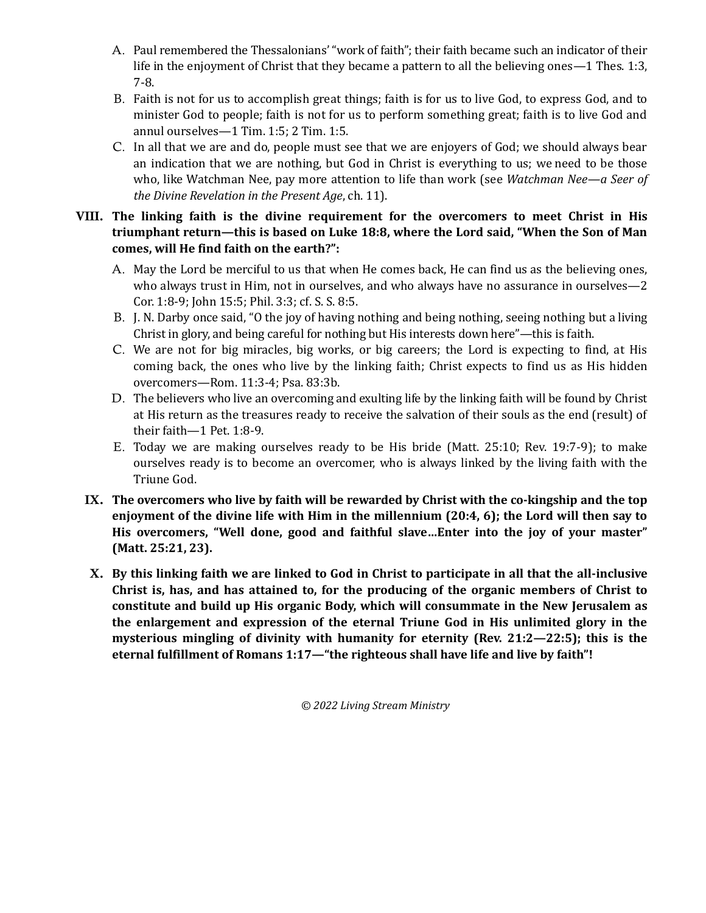A. Paul remembered the Thessalonians' "work of faith"; their faith became such an indicator of their life in the enjoyment of Christ that they became a pattern to all the believing ones—1 Thes. 1:3, 7-8.

B. Faith is not for us to accomplish great things; faith is for us to live God, to express God, and to minister God to people; faith is not for us to perform something great; faith is to live God and annul ourselves—1 Tim. 1:5; 2 Tim. 1:5.

C. In all that we are and do, people must see that we are enjoyers of God; we should always bear an indication that we are nothing, but God in Christ is everything to us; we need to be those who, like Watchman Nee, pay more attention to life than work (see *Watchman Nee—a Seer of the Divine Revelation in the Present Age*, ch. 11).

**VIII. The linking faith is the divine requirement for the overcomers to meet Christ in His triumphant return—this is based on Luke 18:8, where the Lord said, "When the Son of Man comes, will He find faith on the earth?":**

A. May the Lord be merciful to us that when He comes back, He can find us as the believing ones, who always trust in Him, not in ourselves, and who always have no assurance in ourselves—2 Cor. 1:8-9; John 15:5; Phil. 3:3; cf. S. S. 8:5.

B. J. N. Darby once said, "O the joy of having nothing and being nothing, seeing nothing but a living Christ in glory, and being careful for nothing but His interests down here"—this is faith.

C. We are not for big miracles, big works, or big careers; the Lord is expecting to find, at His coming back, the ones who live by the linking faith; Christ expects to find us as His hidden overcomers—Rom. 11:3-4; Psa. 83:3b.

D. The believers who live an overcoming and exulting life by the linking faith will be found by Christ at His return as the treasures ready to receive the salvation of their souls as the end (result) of their faith—1 Pet. 1:8-9.

E. Today we are making ourselves ready to be His bride (Matt. 25:10; Rev. 19:7-9); to make ourselves ready is to become an overcomer, who is always linked by the living faith with the Triune God.

**IX. The overcomers who live by faith will be rewarded by Christ with the co-kingship and the top enjoyment of the divine life with Him in the millennium (20:4, 6); the Lord will then say to His overcomers, "Well done, good and faithful slave...Enter into the joy of your master" (Matt. 25:21, 23).**

**X. By this linking faith we are linked to God in Christ to participate in all that the all-inclusive Christ is, has, and has attained to, for the producing of the organic members of Christ to constitute and build up His organic Body, which will consummate in the New Jerusalem as the enlargement and expression of the eternal Triune God in His unlimited glory in the mysterious mingling of divinity with humanity for eternity (Rev. 21:2—22:5); this is the eternal fulfillment of Romans 1:17—"the righteous shall have life and live by faith"!**

*© 2022 Living Stream Ministry*